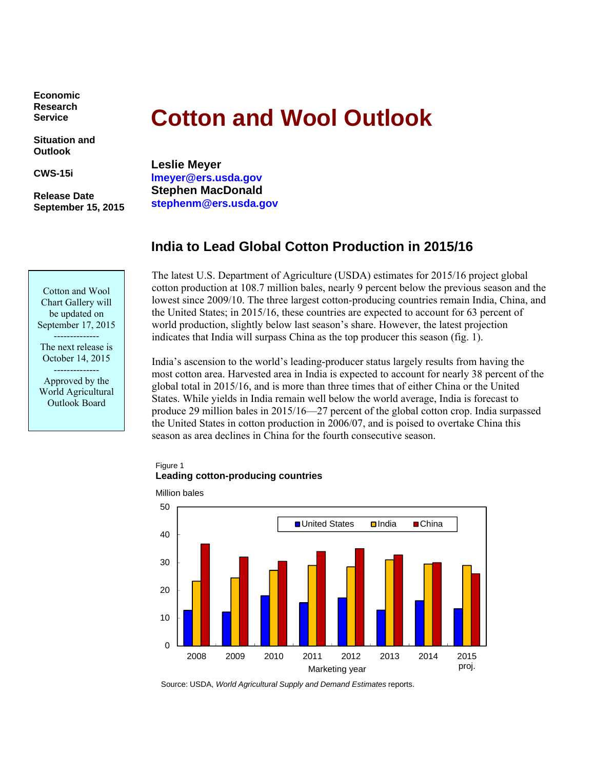Economic Research Service

Situation and Outlook

CWS-15i

Release Date September 15, 2015

# Cotton and Wool Outlook

**Leslie Meyer**
lmeyer@ers.usda.gov
**Stephen MacDonald**
stephenm@ers.usda.gov

## India to Lead Global Cotton Production in 2015/16

> Cotton and Wool Chart Gallery will be updated on September 17, 2015
> --------------
> The next release is October 14, 2015
> --------------
> Approved by the World Agricultural Outlook Board

The latest U.S. Department of Agriculture (USDA) estimates for 2015/16 project global cotton production at 108.7 million bales, nearly 9 percent below the previous season and the lowest since 2009/10. The three largest cotton-producing countries remain India, China, and the United States; in 2015/16, these countries are expected to account for 63 percent of world production, slightly below last season's share. However, the latest projection indicates that India will surpass China as the top producer this season (fig. 1).

India's ascension to the world's leading-producer status largely results from having the most cotton area. Harvested area in India is expected to account for nearly 38 percent of the global total in 2015/16, and is more than three times that of either China or the United States. While yields in India remain well below the world average, India is forecast to produce 29 million bales in 2015/16—27 percent of the global cotton crop. India surpassed the United States in cotton production in 2006/07, and is poised to overtake China this season as area declines in China for the fourth consecutive season.

Figure 1
**Leading cotton-producing countries**

Million bales

| Marketing year | United States | India | China |
|---|---|---|---|
| 2008 | ~12.8 | ~23.3 | ~36.7 |
| 2009 | ~12.2 | ~24.4 | ~32.0 |
| 2010 | ~18.1 | ~27.2 | ~30.5 |
| 2011 | ~15.6 | ~29.0 | ~34.0 |
| 2012 | ~17.3 | ~28.5 | ~35.0 |
| 2013 | ~12.9 | ~31.0 | ~32.8 |
| 2014 | ~16.3 | ~29.5 | ~30.0 |
| 2015 proj. | ~13.4 | ~29.0 | ~26.0 |

Source: USDA, *World Agricultural Supply and Demand Estimates* reports.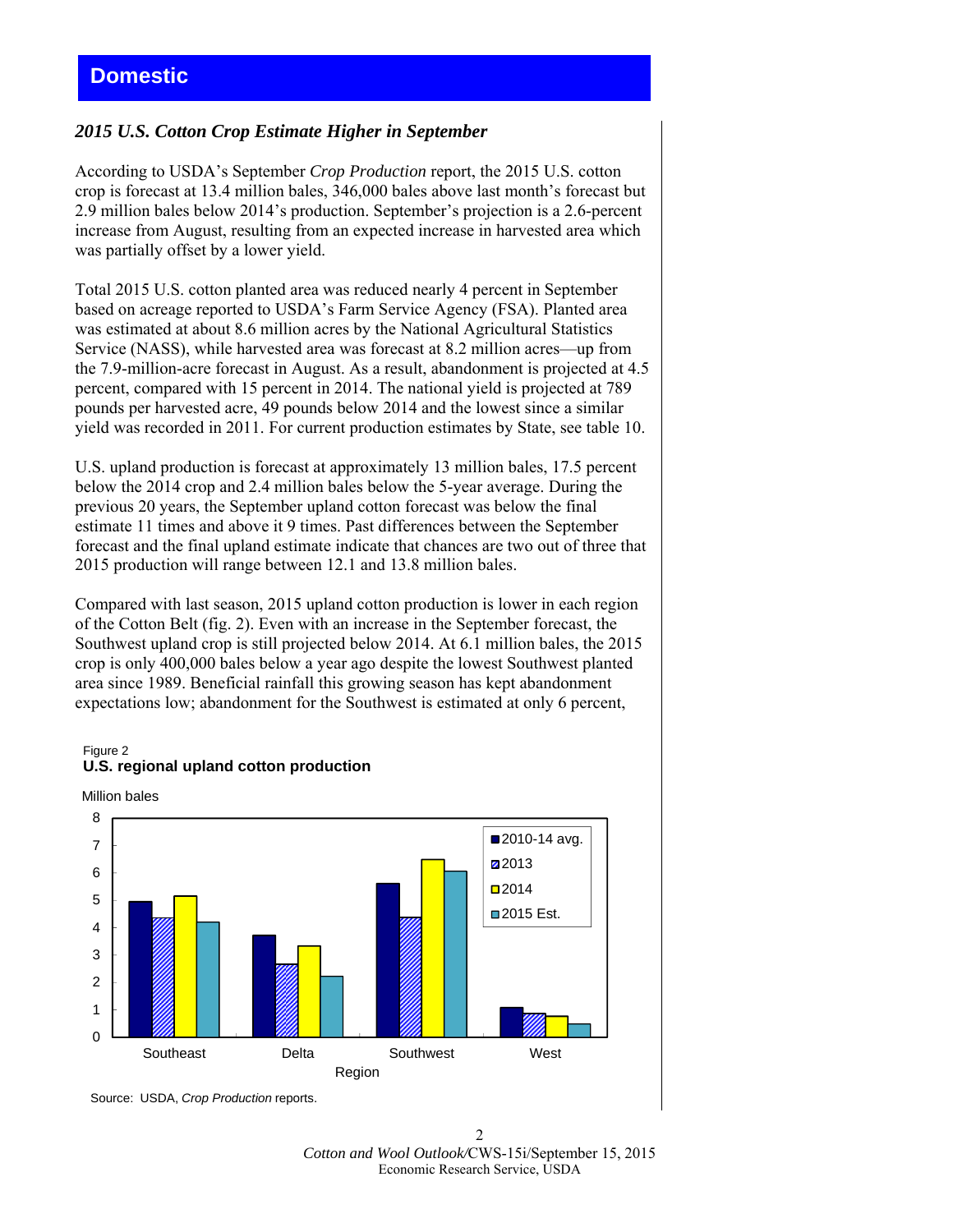# Domestic

### *2015 U.S. Cotton Crop Estimate Higher in September*

According to USDA's September *Crop Production* report, the 2015 U.S. cotton crop is forecast at 13.4 million bales, 346,000 bales above last month's forecast but 2.9 million bales below 2014's production. September's projection is a 2.6-percent increase from August, resulting from an expected increase in harvested area which was partially offset by a lower yield.

Total 2015 U.S. cotton planted area was reduced nearly 4 percent in September based on acreage reported to USDA's Farm Service Agency (FSA). Planted area was estimated at about 8.6 million acres by the National Agricultural Statistics Service (NASS), while harvested area was forecast at 8.2 million acres—up from the 7.9-million-acre forecast in August. As a result, abandonment is projected at 4.5 percent, compared with 15 percent in 2014. The national yield is projected at 789 pounds per harvested acre, 49 pounds below 2014 and the lowest since a similar yield was recorded in 2011. For current production estimates by State, see table 10.

U.S. upland production is forecast at approximately 13 million bales, 17.5 percent below the 2014 crop and 2.4 million bales below the 5-year average. During the previous 20 years, the September upland cotton forecast was below the final estimate 11 times and above it 9 times. Past differences between the September forecast and the final upland estimate indicate that chances are two out of three that 2015 production will range between 12.1 and 13.8 million bales.

Compared with last season, 2015 upland cotton production is lower in each region of the Cotton Belt (fig. 2). Even with an increase in the September forecast, the Southwest upland crop is still projected below 2014. At 6.1 million bales, the 2015 crop is only 400,000 bales below a year ago despite the lowest Southwest planted area since 1989. Beneficial rainfall this growing season has kept abandonment expectations low; abandonment for the Southwest is estimated at only 6 percent,

Figure 2
**U.S. regional upland cotton production**

Source: USDA, *Crop Production* reports.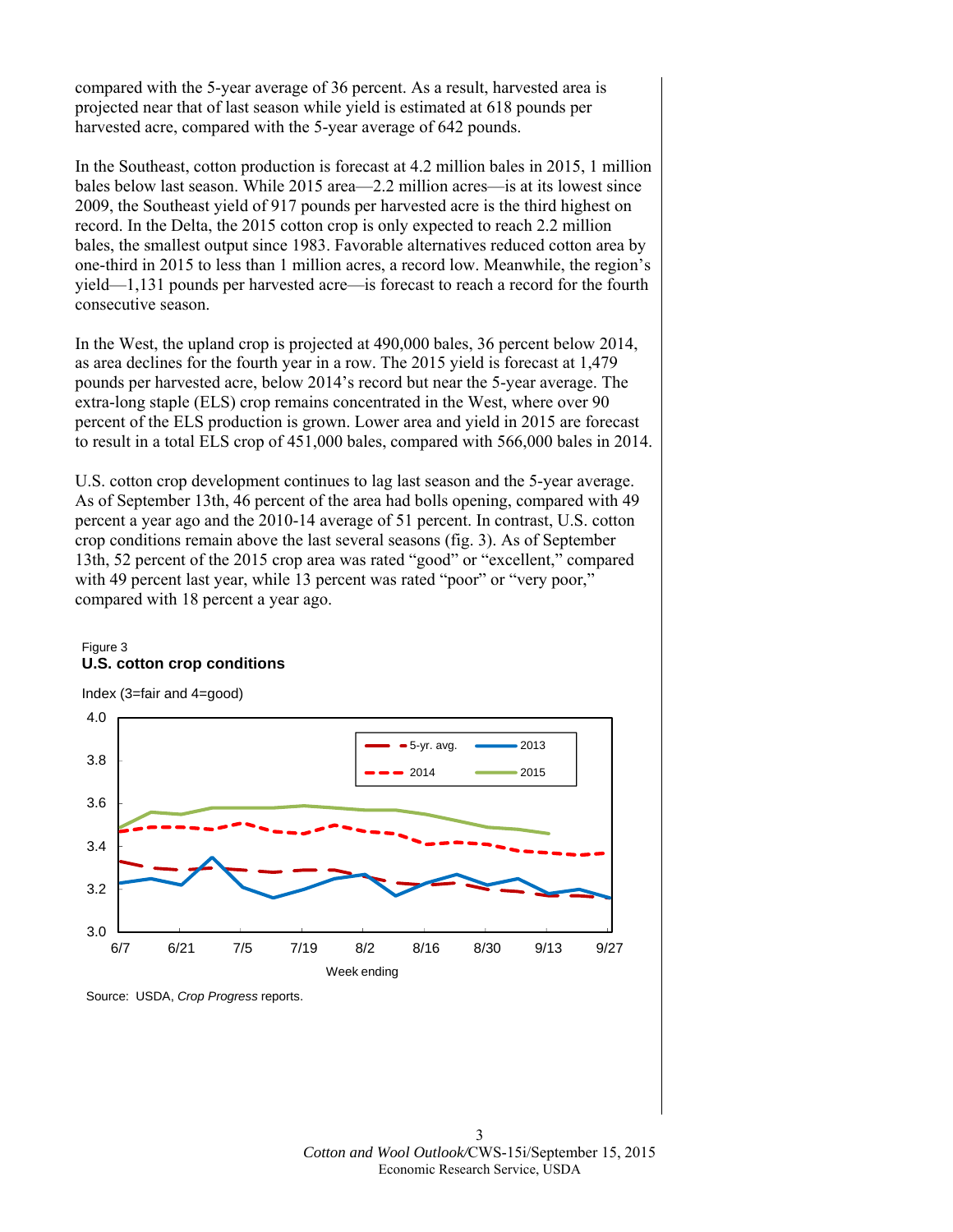compared with the 5-year average of 36 percent. As a result, harvested area is projected near that of last season while yield is estimated at 618 pounds per harvested acre, compared with the 5-year average of 642 pounds.

In the Southeast, cotton production is forecast at 4.2 million bales in 2015, 1 million bales below last season. While 2015 area—2.2 million acres—is at its lowest since 2009, the Southeast yield of 917 pounds per harvested acre is the third highest on record. In the Delta, the 2015 cotton crop is only expected to reach 2.2 million bales, the smallest output since 1983. Favorable alternatives reduced cotton area by one-third in 2015 to less than 1 million acres, a record low. Meanwhile, the region's yield—1,131 pounds per harvested acre—is forecast to reach a record for the fourth consecutive season.

In the West, the upland crop is projected at 490,000 bales, 36 percent below 2014, as area declines for the fourth year in a row. The 2015 yield is forecast at 1,479 pounds per harvested acre, below 2014's record but near the 5-year average. The extra-long staple (ELS) crop remains concentrated in the West, where over 90 percent of the ELS production is grown. Lower area and yield in 2015 are forecast to result in a total ELS crop of 451,000 bales, compared with 566,000 bales in 2014.

U.S. cotton crop development continues to lag last season and the 5-year average. As of September 13th, 46 percent of the area had bolls opening, compared with 49 percent a year ago and the 2010-14 average of 51 percent. In contrast, U.S. cotton crop conditions remain above the last several seasons (fig. 3). As of September 13th, 52 percent of the 2015 crop area was rated "good" or "excellent," compared with 49 percent last year, while 13 percent was rated "poor" or "very poor," compared with 18 percent a year ago.

Figure 3
**U.S. cotton crop conditions**

Index (3=fair and 4=good)

Source: USDA, *Crop Progress* reports.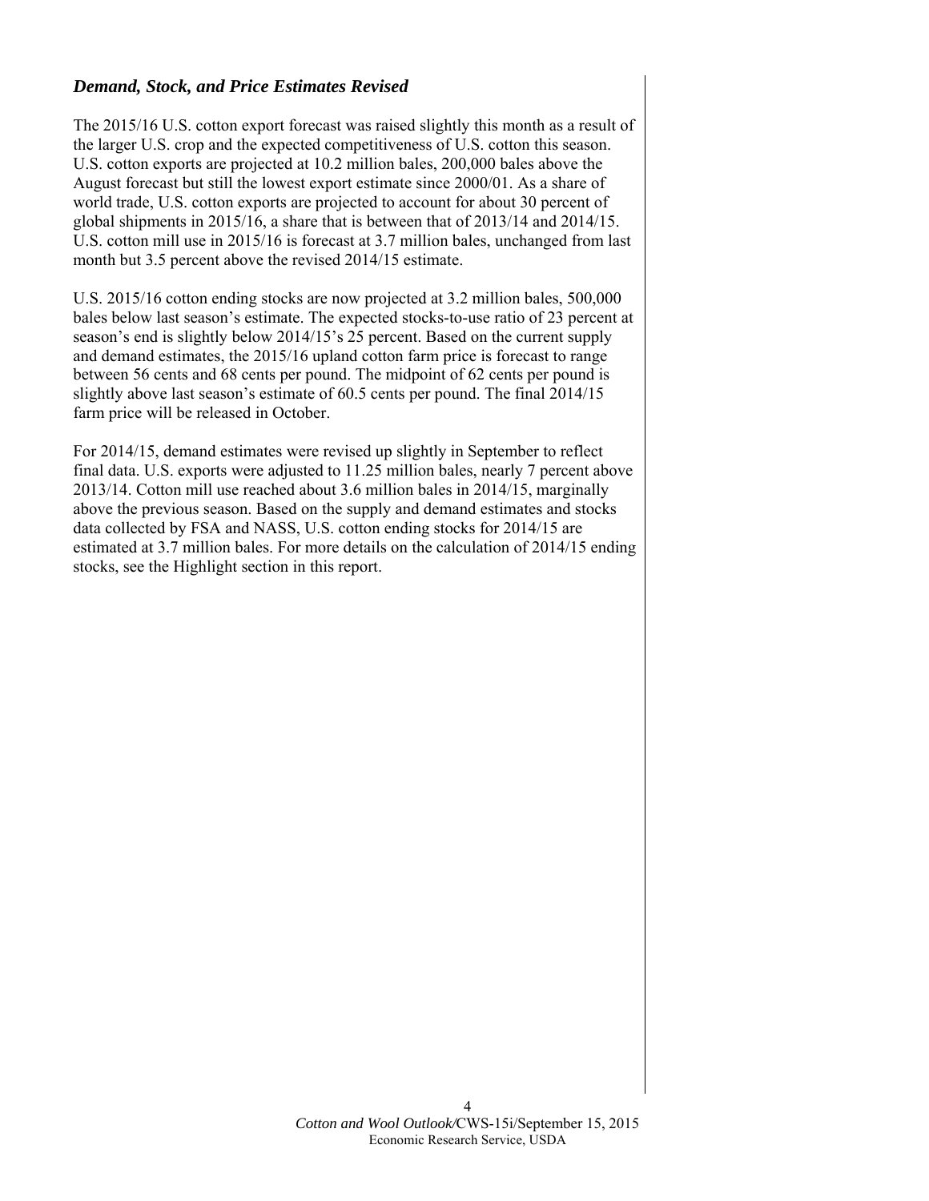### *Demand, Stock, and Price Estimates Revised*

The 2015/16 U.S. cotton export forecast was raised slightly this month as a result of the larger U.S. crop and the expected competitiveness of U.S. cotton this season. U.S. cotton exports are projected at 10.2 million bales, 200,000 bales above the August forecast but still the lowest export estimate since 2000/01. As a share of world trade, U.S. cotton exports are projected to account for about 30 percent of global shipments in 2015/16, a share that is between that of 2013/14 and 2014/15. U.S. cotton mill use in 2015/16 is forecast at 3.7 million bales, unchanged from last month but 3.5 percent above the revised 2014/15 estimate.

U.S. 2015/16 cotton ending stocks are now projected at 3.2 million bales, 500,000 bales below last season's estimate. The expected stocks-to-use ratio of 23 percent at season's end is slightly below 2014/15's 25 percent. Based on the current supply and demand estimates, the 2015/16 upland cotton farm price is forecast to range between 56 cents and 68 cents per pound. The midpoint of 62 cents per pound is slightly above last season's estimate of 60.5 cents per pound. The final 2014/15 farm price will be released in October.

For 2014/15, demand estimates were revised up slightly in September to reflect final data. U.S. exports were adjusted to 11.25 million bales, nearly 7 percent above 2013/14. Cotton mill use reached about 3.6 million bales in 2014/15, marginally above the previous season. Based on the supply and demand estimates and stocks data collected by FSA and NASS, U.S. cotton ending stocks for 2014/15 are estimated at 3.7 million bales. For more details on the calculation of 2014/15 ending stocks, see the Highlight section in this report.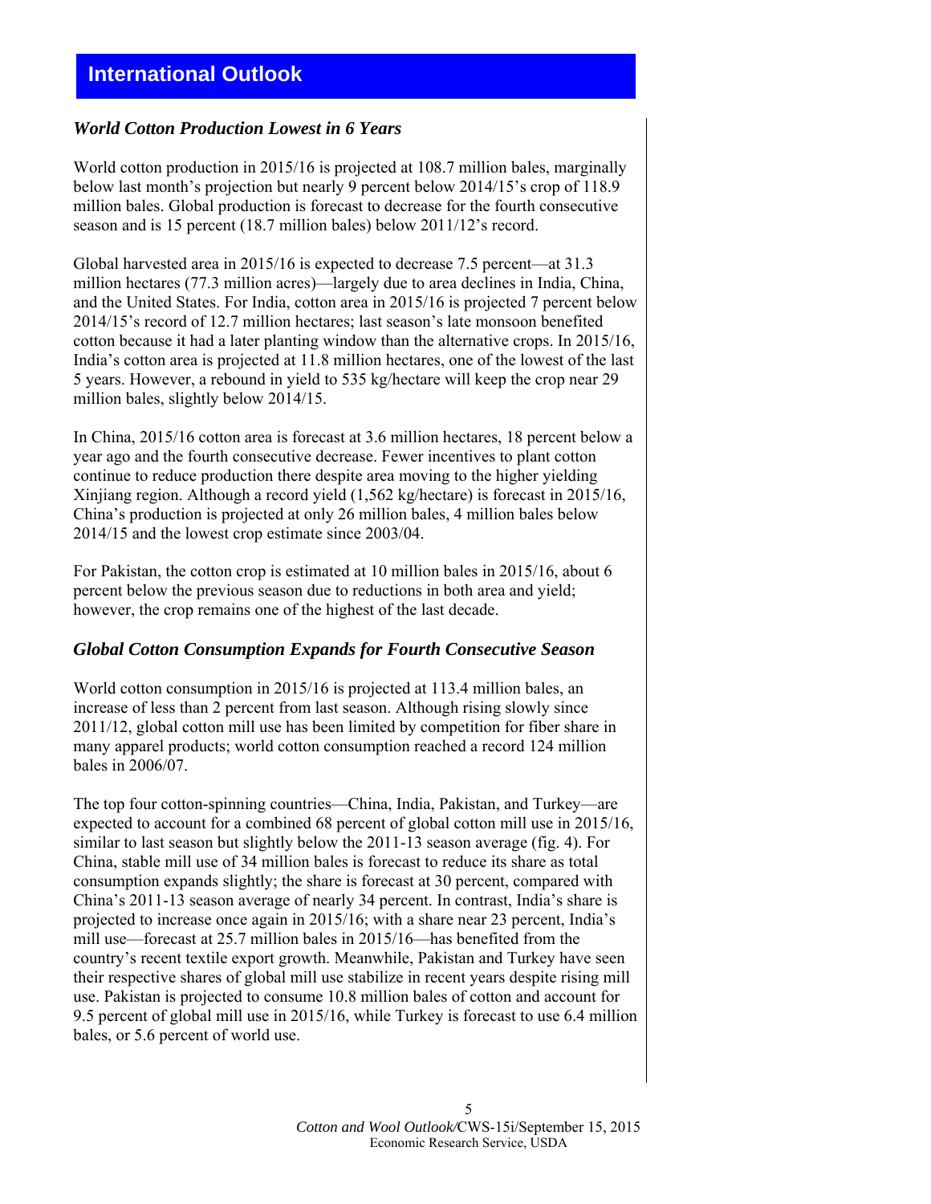# International Outlook

### *World Cotton Production Lowest in 6 Years*

World cotton production in 2015/16 is projected at 108.7 million bales, marginally below last month's projection but nearly 9 percent below 2014/15's crop of 118.9 million bales. Global production is forecast to decrease for the fourth consecutive season and is 15 percent (18.7 million bales) below 2011/12's record.

Global harvested area in 2015/16 is expected to decrease 7.5 percent—at 31.3 million hectares (77.3 million acres)—largely due to area declines in India, China, and the United States. For India, cotton area in 2015/16 is projected 7 percent below 2014/15's record of 12.7 million hectares; last season's late monsoon benefited cotton because it had a later planting window than the alternative crops. In 2015/16, India's cotton area is projected at 11.8 million hectares, one of the lowest of the last 5 years. However, a rebound in yield to 535 kg/hectare will keep the crop near 29 million bales, slightly below 2014/15.

In China, 2015/16 cotton area is forecast at 3.6 million hectares, 18 percent below a year ago and the fourth consecutive decrease. Fewer incentives to plant cotton continue to reduce production there despite area moving to the higher yielding Xinjiang region. Although a record yield (1,562 kg/hectare) is forecast in 2015/16, China's production is projected at only 26 million bales, 4 million bales below 2014/15 and the lowest crop estimate since 2003/04.

For Pakistan, the cotton crop is estimated at 10 million bales in 2015/16, about 6 percent below the previous season due to reductions in both area and yield; however, the crop remains one of the highest of the last decade.

### *Global Cotton Consumption Expands for Fourth Consecutive Season*

World cotton consumption in 2015/16 is projected at 113.4 million bales, an increase of less than 2 percent from last season. Although rising slowly since 2011/12, global cotton mill use has been limited by competition for fiber share in many apparel products; world cotton consumption reached a record 124 million bales in 2006/07.

The top four cotton-spinning countries—China, India, Pakistan, and Turkey—are expected to account for a combined 68 percent of global cotton mill use in 2015/16, similar to last season but slightly below the 2011-13 season average (fig. 4). For China, stable mill use of 34 million bales is forecast to reduce its share as total consumption expands slightly; the share is forecast at 30 percent, compared with China's 2011-13 season average of nearly 34 percent. In contrast, India's share is projected to increase once again in 2015/16; with a share near 23 percent, India's mill use—forecast at 25.7 million bales in 2015/16—has benefited from the country's recent textile export growth. Meanwhile, Pakistan and Turkey have seen their respective shares of global mill use stabilize in recent years despite rising mill use. Pakistan is projected to consume 10.8 million bales of cotton and account for 9.5 percent of global mill use in 2015/16, while Turkey is forecast to use 6.4 million bales, or 5.6 percent of world use.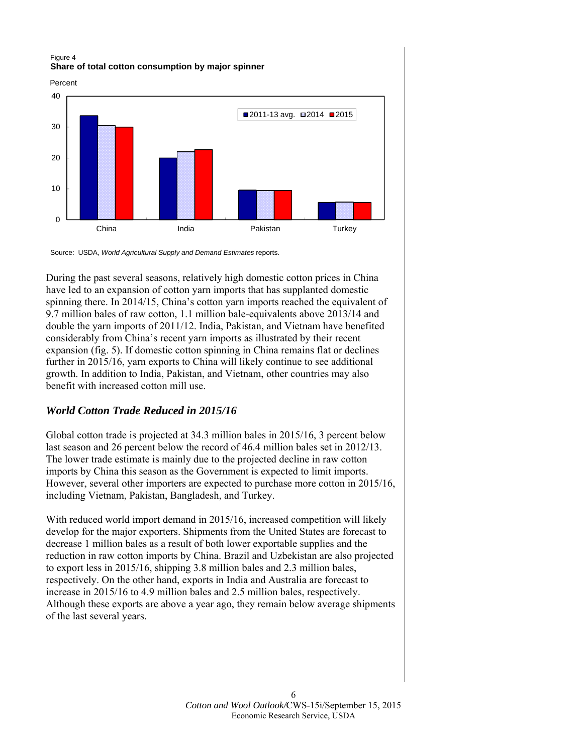Figure 4
**Share of total cotton consumption by major spinner**

Source: USDA, *World Agricultural Supply and Demand Estimates* reports.

During the past several seasons, relatively high domestic cotton prices in China have led to an expansion of cotton yarn imports that has supplanted domestic spinning there. In 2014/15, China's cotton yarn imports reached the equivalent of 9.7 million bales of raw cotton, 1.1 million bale-equivalents above 2013/14 and double the yarn imports of 2011/12. India, Pakistan, and Vietnam have benefited considerably from China's recent yarn imports as illustrated by their recent expansion (fig. 5). If domestic cotton spinning in China remains flat or declines further in 2015/16, yarn exports to China will likely continue to see additional growth. In addition to India, Pakistan, and Vietnam, other countries may also benefit with increased cotton mill use.

## *World Cotton Trade Reduced in 2015/16*

Global cotton trade is projected at 34.3 million bales in 2015/16, 3 percent below last season and 26 percent below the record of 46.4 million bales set in 2012/13. The lower trade estimate is mainly due to the projected decline in raw cotton imports by China this season as the Government is expected to limit imports. However, several other importers are expected to purchase more cotton in 2015/16, including Vietnam, Pakistan, Bangladesh, and Turkey.

With reduced world import demand in 2015/16, increased competition will likely develop for the major exporters. Shipments from the United States are forecast to decrease 1 million bales as a result of both lower exportable supplies and the reduction in raw cotton imports by China. Brazil and Uzbekistan are also projected to export less in 2015/16, shipping 3.8 million bales and 2.3 million bales, respectively. On the other hand, exports in India and Australia are forecast to increase in 2015/16 to 4.9 million bales and 2.5 million bales, respectively. Although these exports are above a year ago, they remain below average shipments of the last several years.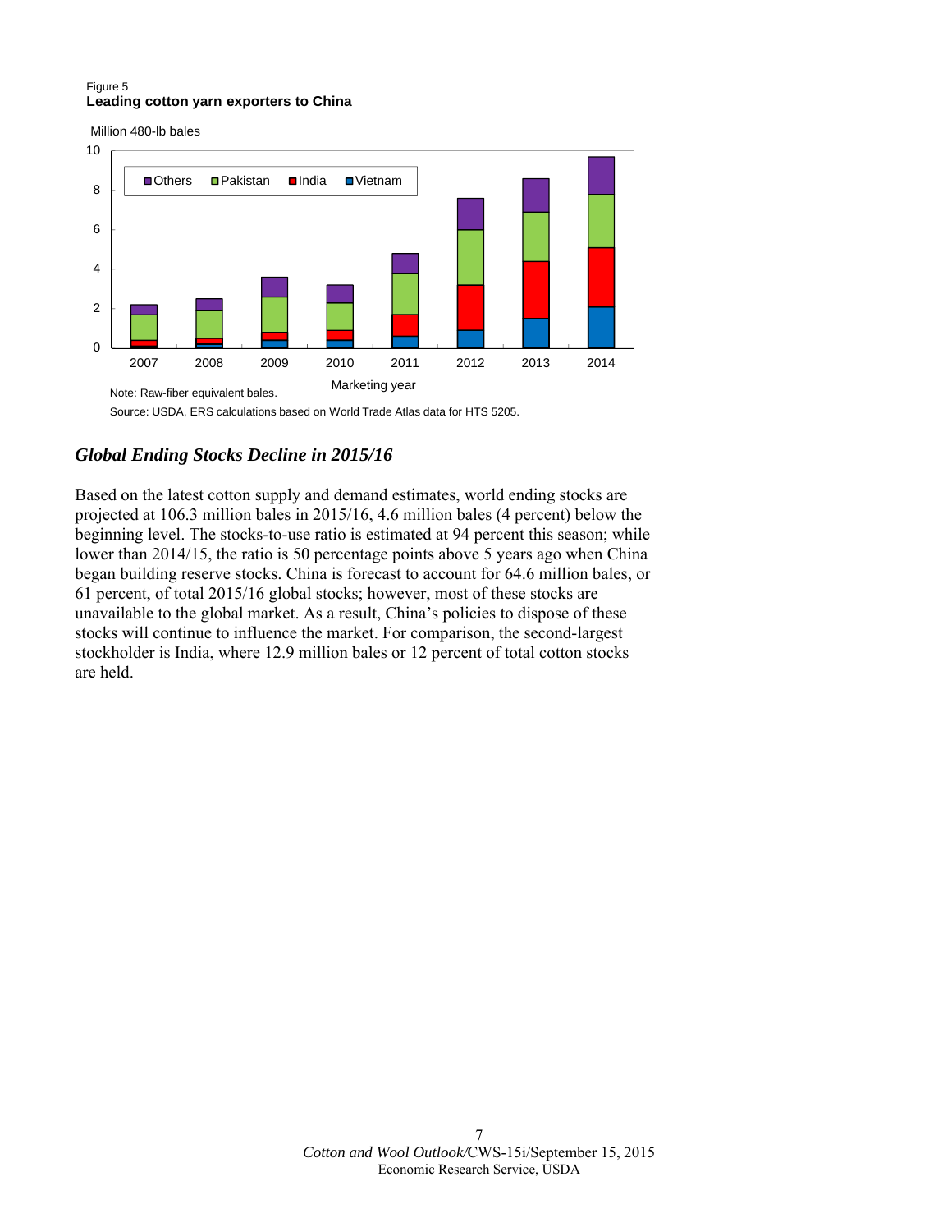Figure 5
**Leading cotton yarn exporters to China**

Note: Raw-fiber equivalent bales.

Source: USDA, ERS calculations based on World Trade Atlas data for HTS 5205.

## *Global Ending Stocks Decline in 2015/16*

Based on the latest cotton supply and demand estimates, world ending stocks are projected at 106.3 million bales in 2015/16, 4.6 million bales (4 percent) below the beginning level. The stocks-to-use ratio is estimated at 94 percent this season; while lower than 2014/15, the ratio is 50 percentage points above 5 years ago when China began building reserve stocks. China is forecast to account for 64.6 million bales, or 61 percent, of total 2015/16 global stocks; however, most of these stocks are unavailable to the global market. As a result, China's policies to dispose of these stocks will continue to influence the market. For comparison, the second-largest stockholder is India, where 12.9 million bales or 12 percent of total cotton stocks are held.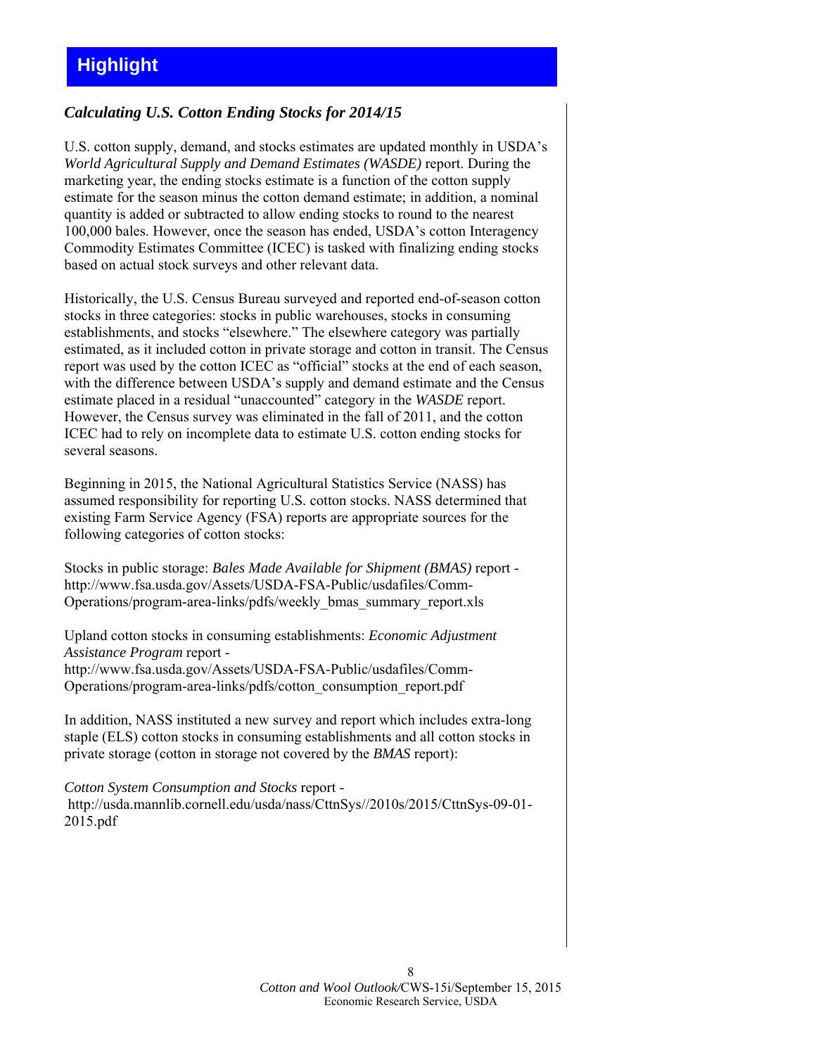# Highlight

## *Calculating U.S. Cotton Ending Stocks for 2014/15*

U.S. cotton supply, demand, and stocks estimates are updated monthly in USDA's *World Agricultural Supply and Demand Estimates (WASDE)* report. During the marketing year, the ending stocks estimate is a function of the cotton supply estimate for the season minus the cotton demand estimate; in addition, a nominal quantity is added or subtracted to allow ending stocks to round to the nearest 100,000 bales. However, once the season has ended, USDA's cotton Interagency Commodity Estimates Committee (ICEC) is tasked with finalizing ending stocks based on actual stock surveys and other relevant data.

Historically, the U.S. Census Bureau surveyed and reported end-of-season cotton stocks in three categories: stocks in public warehouses, stocks in consuming establishments, and stocks "elsewhere." The elsewhere category was partially estimated, as it included cotton in private storage and cotton in transit. The Census report was used by the cotton ICEC as "official" stocks at the end of each season, with the difference between USDA's supply and demand estimate and the Census estimate placed in a residual "unaccounted" category in the *WASDE* report. However, the Census survey was eliminated in the fall of 2011, and the cotton ICEC had to rely on incomplete data to estimate U.S. cotton ending stocks for several seasons.

Beginning in 2015, the National Agricultural Statistics Service (NASS) has assumed responsibility for reporting U.S. cotton stocks. NASS determined that existing Farm Service Agency (FSA) reports are appropriate sources for the following categories of cotton stocks:

Stocks in public storage: *Bales Made Available for Shipment (BMAS)* report - http://www.fsa.usda.gov/Assets/USDA-FSA-Public/usdafiles/Comm-Operations/program-area-links/pdfs/weekly_bmas_summary_report.xls

Upland cotton stocks in consuming establishments: *Economic Adjustment Assistance Program* report - http://www.fsa.usda.gov/Assets/USDA-FSA-Public/usdafiles/Comm-Operations/program-area-links/pdfs/cotton_consumption_report.pdf

In addition, NASS instituted a new survey and report which includes extra-long staple (ELS) cotton stocks in consuming establishments and all cotton stocks in private storage (cotton in storage not covered by the *BMAS* report):

*Cotton System Consumption and Stocks* report - http://usda.mannlib.cornell.edu/usda/nass/CttnSys//2010s/2015/CttnSys-09-01-2015.pdf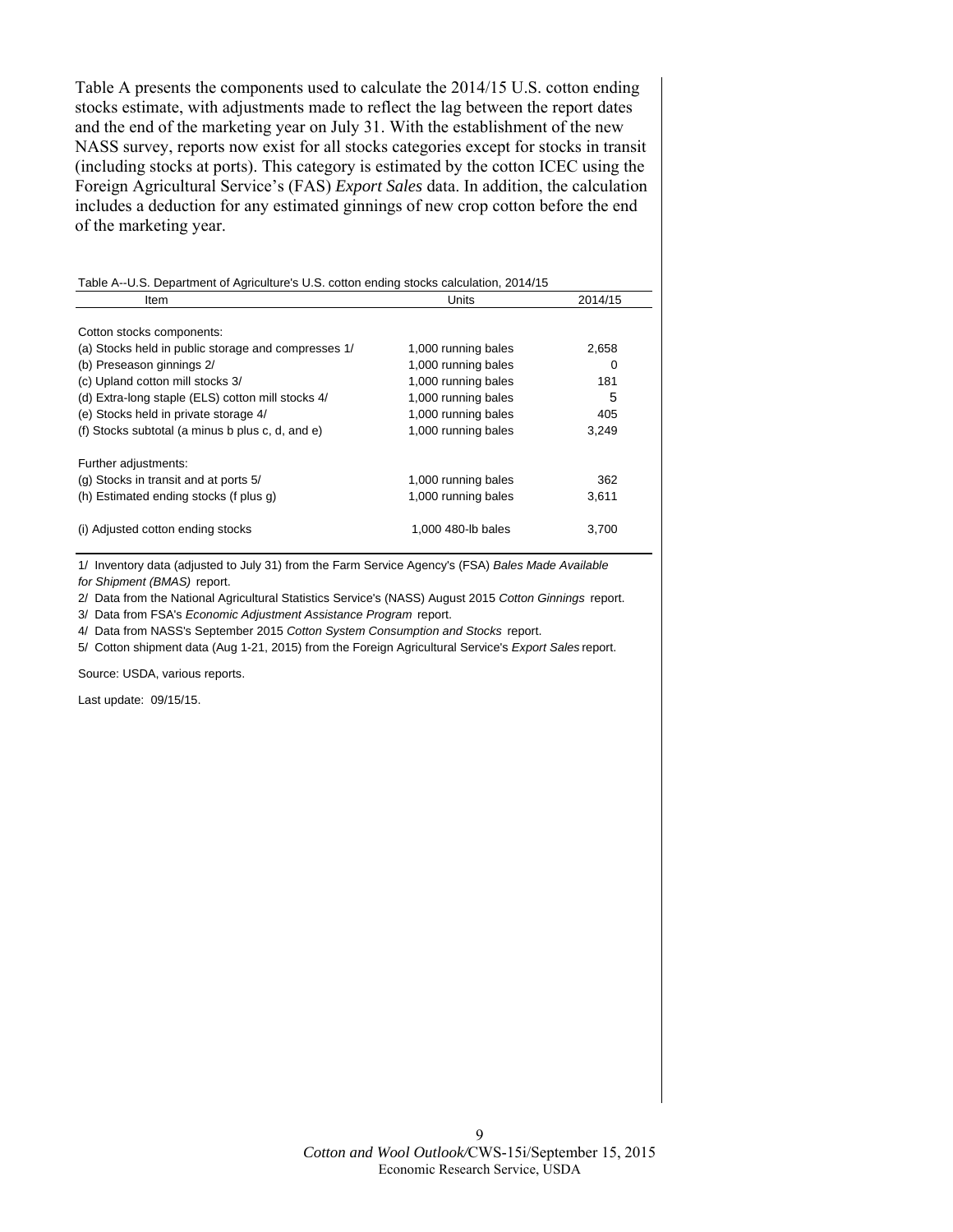Table A presents the components used to calculate the 2014/15 U.S. cotton ending stocks estimate, with adjustments made to reflect the lag between the report dates and the end of the marketing year on July 31. With the establishment of the new NASS survey, reports now exist for all stocks categories except for stocks in transit (including stocks at ports). This category is estimated by the cotton ICEC using the Foreign Agricultural Service's (FAS) *Export Sales* data. In addition, the calculation includes a deduction for any estimated ginnings of new crop cotton before the end of the marketing year.

Table A--U.S. Department of Agriculture's U.S. cotton ending stocks calculation, 2014/15

| Item | Units | 2014/15 |
|---|---|---|
| Cotton stocks components: | | |
| (a) Stocks held in public storage and compresses 1/ | 1,000 running bales | 2,658 |
| (b) Preseason ginnings 2/ | 1,000 running bales | 0 |
| (c) Upland cotton mill stocks 3/ | 1,000 running bales | 181 |
| (d) Extra-long staple (ELS) cotton mill stocks 4/ | 1,000 running bales | 5 |
| (e) Stocks held in private storage 4/ | 1,000 running bales | 405 |
| (f) Stocks subtotal (a minus b plus c, d, and e) | 1,000 running bales | 3,249 |
| Further adjustments: | | |
| (g) Stocks in transit and at ports 5/ | 1,000 running bales | 362 |
| (h) Estimated ending stocks (f plus g) | 1,000 running bales | 3,611 |
| (i) Adjusted cotton ending stocks | 1,000 480-lb bales | 3,700 |

1/ Inventory data (adjusted to July 31) from the Farm Service Agency's (FSA) *Bales Made Available for Shipment (BMAS)* report.

2/ Data from the National Agricultural Statistics Service's (NASS) August 2015 *Cotton Ginnings* report.

3/ Data from FSA's *Economic Adjustment Assistance Program* report.

4/ Data from NASS's September 2015 *Cotton System Consumption and Stocks* report.

5/ Cotton shipment data (Aug 1-21, 2015) from the Foreign Agricultural Service's *Export Sales* report.

Source: USDA, various reports.

Last update: 09/15/15.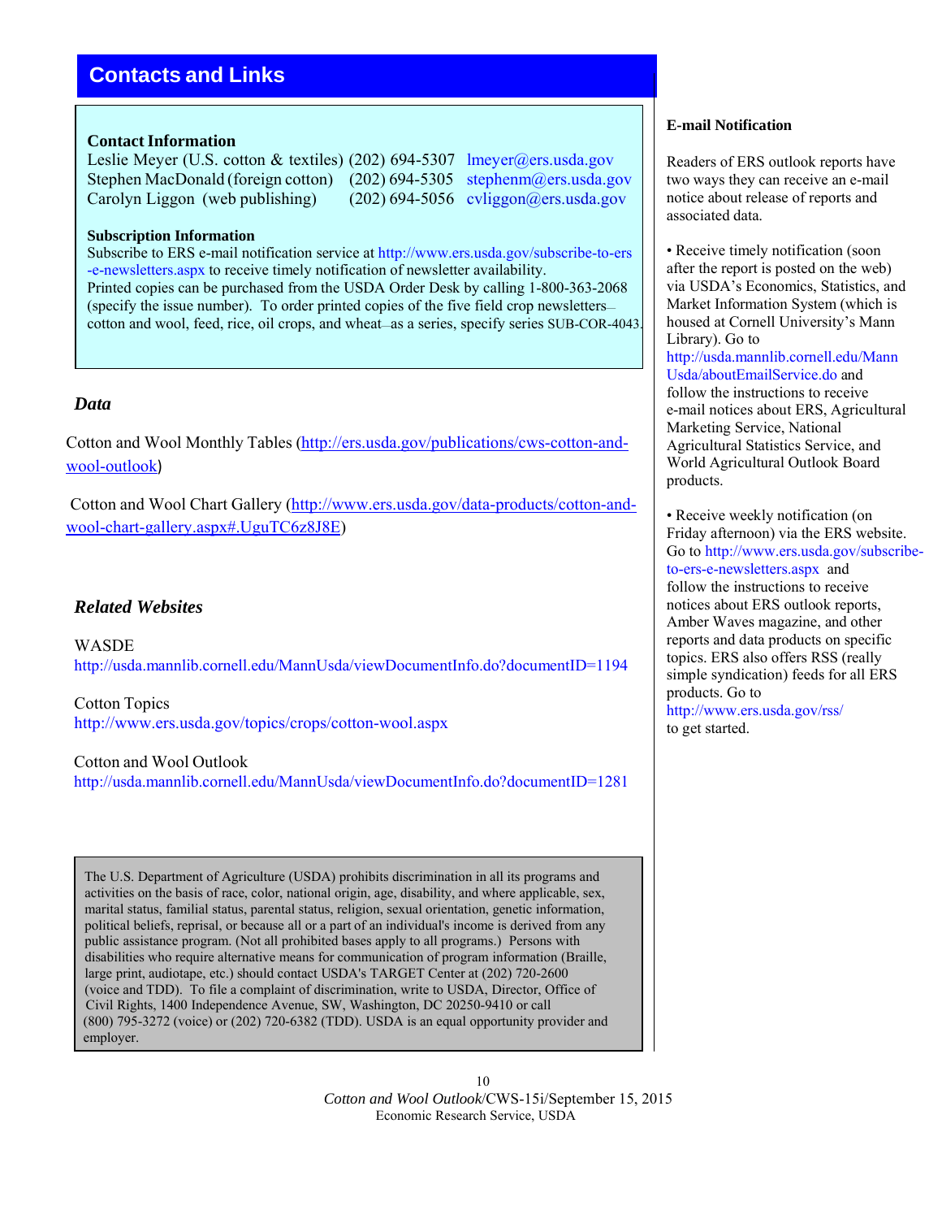# Contacts and Links

**Contact Information**

Leslie Meyer (U.S. cotton & textiles) (202) 694-5307 lmeyer@ers.usda.gov
Stephen MacDonald (foreign cotton) (202) 694-5305 stephenm@ers.usda.gov
Carolyn Liggon (web publishing) (202) 694-5056 cvliggon@ers.usda.gov

**Subscription Information**

Subscribe to ERS e-mail notification service at http://www.ers.usda.gov/subscribe-to-ers-e-newsletters.aspx to receive timely notification of newsletter availability.
Printed copies can be purchased from the USDA Order Desk by calling 1-800-363-2068 (specify the issue number). To order printed copies of the five field crop newsletters—cotton and wool, feed, rice, oil crops, and wheat—as a series, specify series SUB-COR-4043.

## *Data*

Cotton and Wool Monthly Tables (http://ers.usda.gov/publications/cws-cotton-and-wool-outlook)

Cotton and Wool Chart Gallery (http://www.ers.usda.gov/data-products/cotton-and-wool-chart-gallery.aspx#.UguTC6z8J8E)

## *Related Websites*

WASDE
http://usda.mannlib.cornell.edu/MannUsda/viewDocumentInfo.do?documentID=1194

Cotton Topics
http://www.ers.usda.gov/topics/crops/cotton-wool.aspx

Cotton and Wool Outlook
http://usda.mannlib.cornell.edu/MannUsda/viewDocumentInfo.do?documentID=1281

The U.S. Department of Agriculture (USDA) prohibits discrimination in all its programs and activities on the basis of race, color, national origin, age, disability, and where applicable, sex, marital status, familial status, parental status, religion, sexual orientation, genetic information, political beliefs, reprisal, or because all or a part of an individual's income is derived from any public assistance program. (Not all prohibited bases apply to all programs.) Persons with disabilities who require alternative means for communication of program information (Braille, large print, audiotape, etc.) should contact USDA's TARGET Center at (202) 720-2600 (voice and TDD). To file a complaint of discrimination, write to USDA, Director, Office of Civil Rights, 1400 Independence Avenue, SW, Washington, DC 20250-9410 or call (800) 795-3272 (voice) or (202) 720-6382 (TDD). USDA is an equal opportunity provider and employer.

**E-mail Notification**

Readers of ERS outlook reports have two ways they can receive an e-mail notice about release of reports and associated data.

- Receive timely notification (soon after the report is posted on the web) via USDA's Economics, Statistics, and Market Information System (which is housed at Cornell University's Mann Library). Go to http://usda.mannlib.cornell.edu/MannUsda/aboutEmailService.do and follow the instructions to receive e-mail notices about ERS, Agricultural Marketing Service, National Agricultural Statistics Service, and World Agricultural Outlook Board products.

- Receive weekly notification (on Friday afternoon) via the ERS website. Go to http://www.ers.usda.gov/subscribe-to-ers-e-newsletters.aspx and follow the instructions to receive notices about ERS outlook reports, Amber Waves magazine, and other reports and data products on specific topics. ERS also offers RSS (really simple syndication) feeds for all ERS products. Go to http://www.ers.usda.gov/rss/ to get started.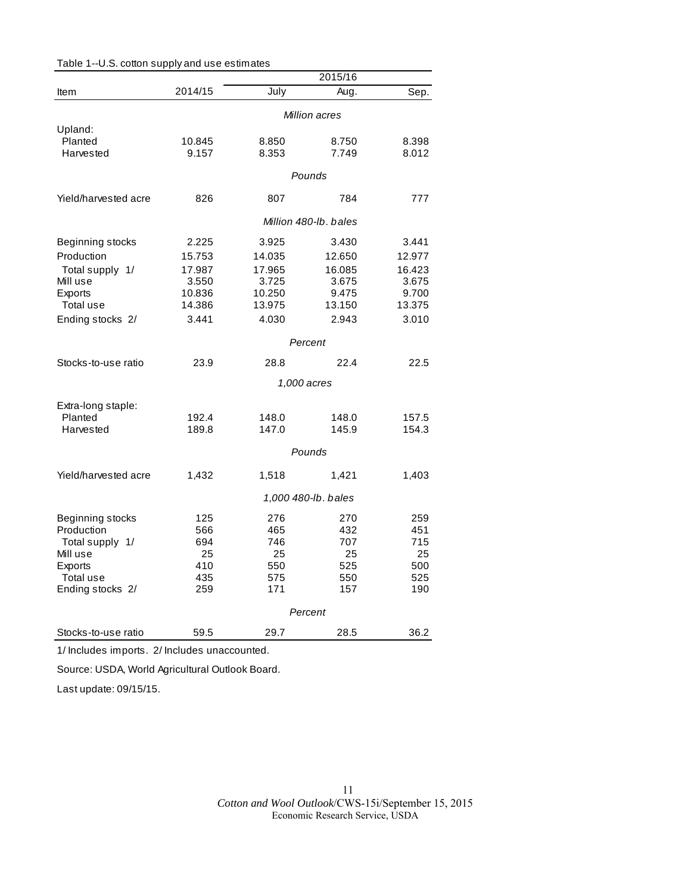Table 1--U.S. cotton supply and use estimates

| Item | 2014/15 | 2015/16 July | 2015/16 Aug. | 2015/16 Sep. |
|---|---|---|---|---|
| | | *Million acres* | | |
| Upland: | | | | |
| Planted | 10.845 | 8.850 | 8.750 | 8.398 |
| Harvested | 9.157 | 8.353 | 7.749 | 8.012 |
| | | *Pounds* | | |
| Yield/harvested acre | 826 | 807 | 784 | 777 |
| | | *Million 480-lb. bales* | | |
| Beginning stocks | 2.225 | 3.925 | 3.430 | 3.441 |
| Production | 15.753 | 14.035 | 12.650 | 12.977 |
| Total supply 1/ | 17.987 | 17.965 | 16.085 | 16.423 |
| Mill use | 3.550 | 3.725 | 3.675 | 3.675 |
| Exports | 10.836 | 10.250 | 9.475 | 9.700 |
| Total use | 14.386 | 13.975 | 13.150 | 13.375 |
| Ending stocks 2/ | 3.441 | 4.030 | 2.943 | 3.010 |
| | | *Percent* | | |
| Stocks-to-use ratio | 23.9 | 28.8 | 22.4 | 22.5 |
| | | *1,000 acres* | | |
| Extra-long staple: | | | | |
| Planted | 192.4 | 148.0 | 148.0 | 157.5 |
| Harvested | 189.8 | 147.0 | 145.9 | 154.3 |
| | | *Pounds* | | |
| Yield/harvested acre | 1,432 | 1,518 | 1,421 | 1,403 |
| | | *1,000 480-lb. bales* | | |
| Beginning stocks | 125 | 276 | 270 | 259 |
| Production | 566 | 465 | 432 | 451 |
| Total supply 1/ | 694 | 746 | 707 | 715 |
| Mill use | 25 | 25 | 25 | 25 |
| Exports | 410 | 550 | 525 | 500 |
| Total use | 435 | 575 | 550 | 525 |
| Ending stocks 2/ | 259 | 171 | 157 | 190 |
| | | *Percent* | | |
| Stocks-to-use ratio | 59.5 | 29.7 | 28.5 | 36.2 |

1/ Includes imports. 2/ Includes unaccounted.

Source: USDA, World Agricultural Outlook Board.

Last update: 09/15/15.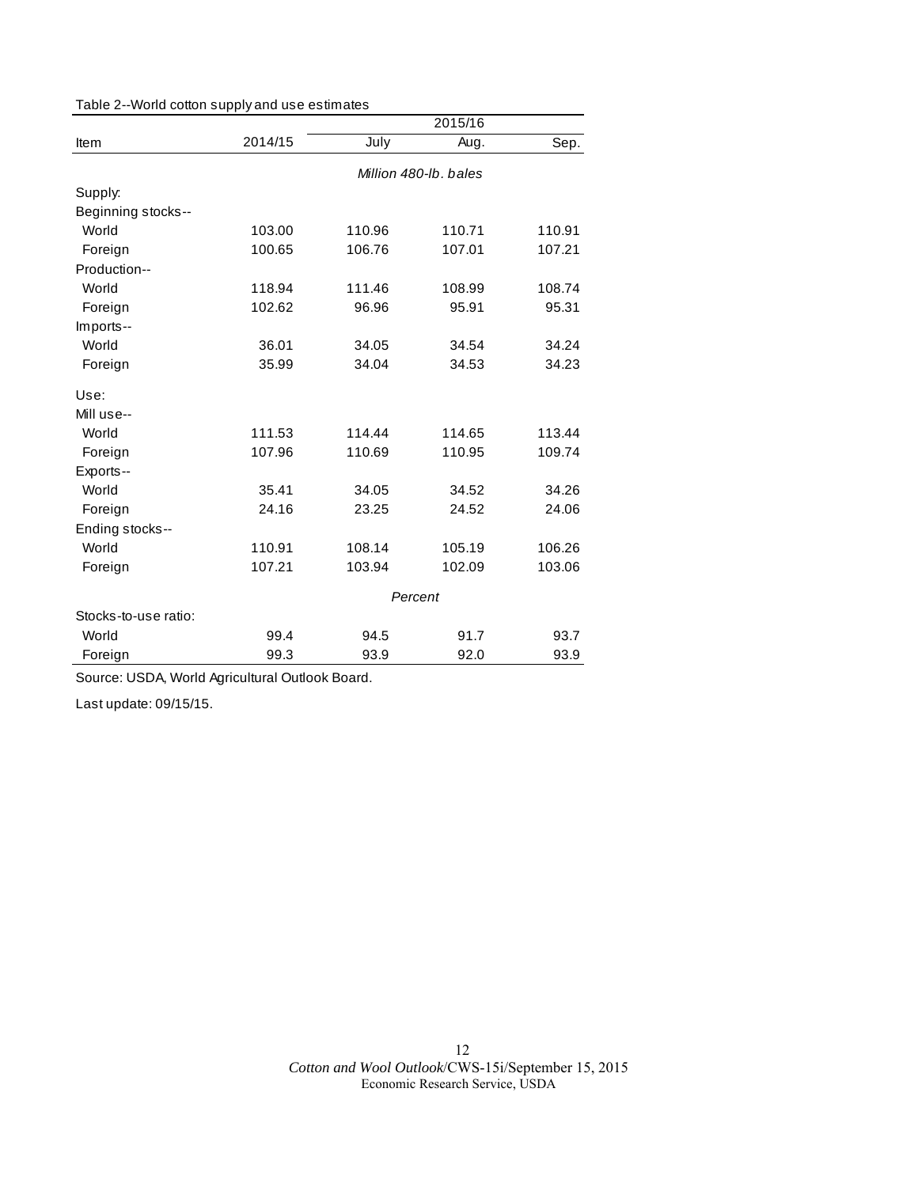Table 2--World cotton supply and use estimates

| Item | 2014/15 | 2015/16 | | |
|---|---|---|---|---|
| | | July | Aug. | Sep. |
| | *Million 480-lb. bales* | | | |
| Supply: | | | | |
| Beginning stocks-- | | | | |
| World | 103.00 | 110.96 | 110.71 | 110.91 |
| Foreign | 100.65 | 106.76 | 107.01 | 107.21 |
| Production-- | | | | |
| World | 118.94 | 111.46 | 108.99 | 108.74 |
| Foreign | 102.62 | 96.96 | 95.91 | 95.31 |
| Imports-- | | | | |
| World | 36.01 | 34.05 | 34.54 | 34.24 |
| Foreign | 35.99 | 34.04 | 34.53 | 34.23 |
| Use: | | | | |
| Mill use-- | | | | |
| World | 111.53 | 114.44 | 114.65 | 113.44 |
| Foreign | 107.96 | 110.69 | 110.95 | 109.74 |
| Exports-- | | | | |
| World | 35.41 | 34.05 | 34.52 | 34.26 |
| Foreign | 24.16 | 23.25 | 24.52 | 24.06 |
| Ending stocks-- | | | | |
| World | 110.91 | 108.14 | 105.19 | 106.26 |
| Foreign | 107.21 | 103.94 | 102.09 | 103.06 |
| | *Percent* | | | |
| Stocks-to-use ratio: | | | | |
| World | 99.4 | 94.5 | 91.7 | 93.7 |
| Foreign | 99.3 | 93.9 | 92.0 | 93.9 |

Source: USDA, World Agricultural Outlook Board.

Last update: 09/15/15.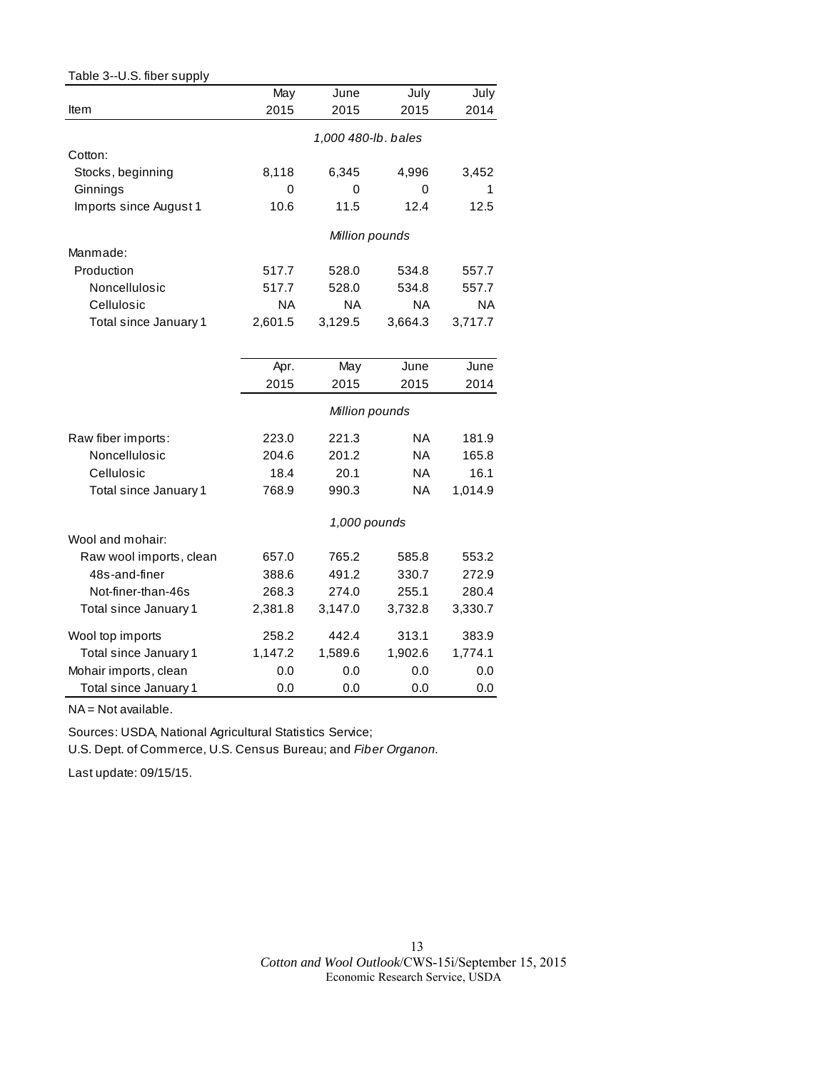Table 3--U.S. fiber supply

| Item | May 2015 | June 2015 | July 2015 | July 2014 |
|---|---|---|---|---|
| | *1,000 480-lb. bales* | | | |
| Cotton: | | | | |
| Stocks, beginning | 8,118 | 6,345 | 4,996 | 3,452 |
| Ginnings | 0 | 0 | 0 | 1 |
| Imports since August 1 | 10.6 | 11.5 | 12.4 | 12.5 |
| | *Million pounds* | | | |
| Manmade: | | | | |
| Production | 517.7 | 528.0 | 534.8 | 557.7 |
| Noncellulosic | 517.7 | 528.0 | 534.8 | 557.7 |
| Cellulosic | NA | NA | NA | NA |
| Total since January 1 | 2,601.5 | 3,129.5 | 3,664.3 | 3,717.7 |

| Item | Apr. 2015 | May 2015 | June 2015 | June 2014 |
|---|---|---|---|---|
| | *Million pounds* | | | |
| Raw fiber imports: | 223.0 | 221.3 | NA | 181.9 |
| Noncellulosic | 204.6 | 201.2 | NA | 165.8 |
| Cellulosic | 18.4 | 20.1 | NA | 16.1 |
| Total since January 1 | 768.9 | 990.3 | NA | 1,014.9 |
| | *1,000 pounds* | | | |
| Wool and mohair: | | | | |
| Raw wool imports, clean | 657.0 | 765.2 | 585.8 | 553.2 |
| 48s-and-finer | 388.6 | 491.2 | 330.7 | 272.9 |
| Not-finer-than-46s | 268.3 | 274.0 | 255.1 | 280.4 |
| Total since January 1 | 2,381.8 | 3,147.0 | 3,732.8 | 3,330.7 |
| Wool top imports | 258.2 | 442.4 | 313.1 | 383.9 |
| Total since January 1 | 1,147.2 | 1,589.6 | 1,902.6 | 1,774.1 |
| Mohair imports, clean | 0.0 | 0.0 | 0.0 | 0.0 |
| Total since January 1 | 0.0 | 0.0 | 0.0 | 0.0 |

NA = Not available.

Sources: USDA, National Agricultural Statistics Service;
U.S. Dept. of Commerce, U.S. Census Bureau; and *Fiber Organon*.

Last update: 09/15/15.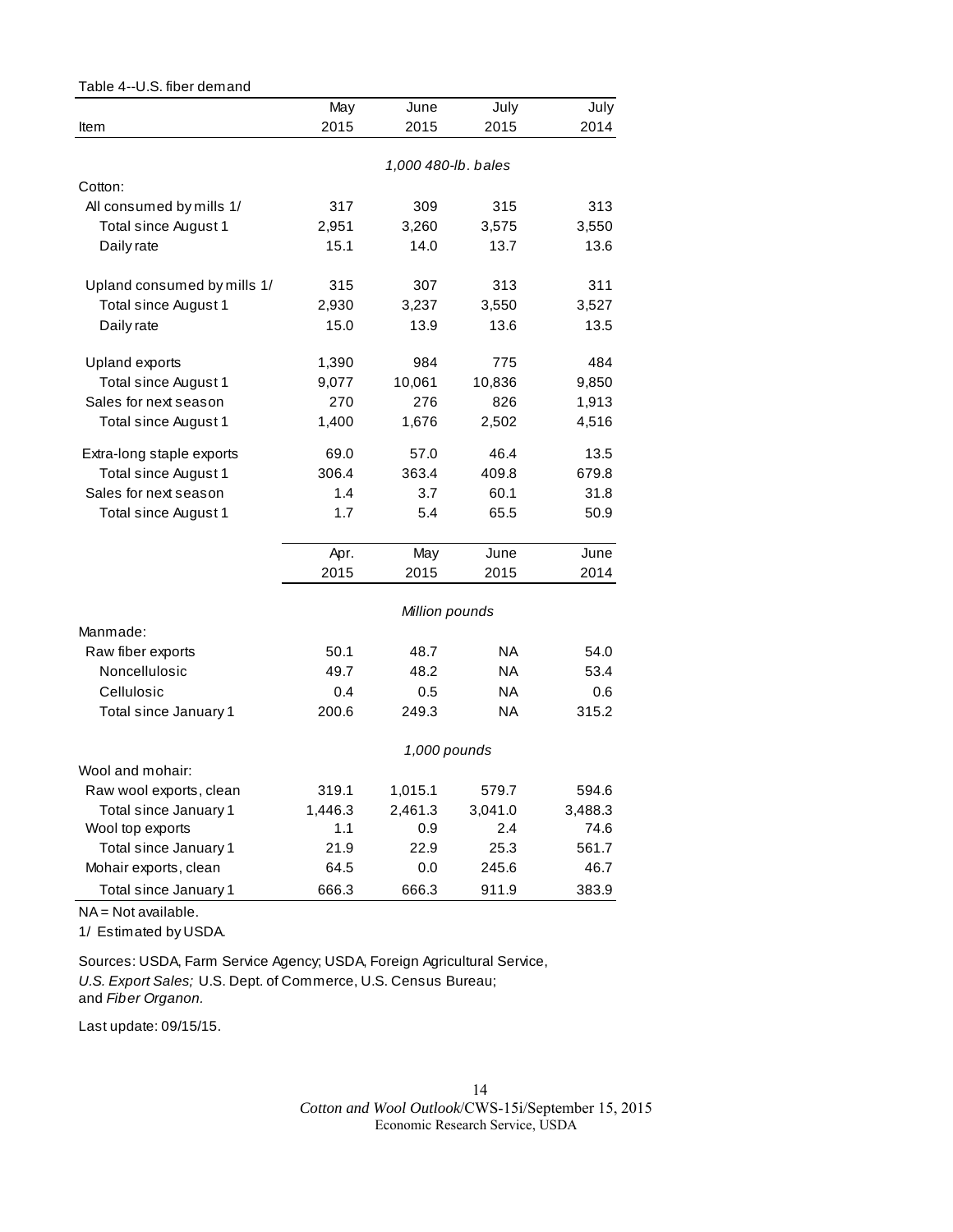Table 4--U.S. fiber demand

| Item | May 2015 | June 2015 | July 2015 | July 2014 |
|---|---|---|---|---|
| | 1,000 480-lb. bales | | | |
| Cotton: | | | | |
| All consumed by mills 1/ | 317 | 309 | 315 | 313 |
| Total since August 1 | 2,951 | 3,260 | 3,575 | 3,550 |
| Daily rate | 15.1 | 14.0 | 13.7 | 13.6 |
| Upland consumed by mills 1/ | 315 | 307 | 313 | 311 |
| Total since August 1 | 2,930 | 3,237 | 3,550 | 3,527 |
| Daily rate | 15.0 | 13.9 | 13.6 | 13.5 |
| Upland exports | 1,390 | 984 | 775 | 484 |
| Total since August 1 | 9,077 | 10,061 | 10,836 | 9,850 |
| Sales for next season | 270 | 276 | 826 | 1,913 |
| Total since August 1 | 1,400 | 1,676 | 2,502 | 4,516 |
| Extra-long staple exports | 69.0 | 57.0 | 46.4 | 13.5 |
| Total since August 1 | 306.4 | 363.4 | 409.8 | 679.8 |
| Sales for next season | 1.4 | 3.7 | 60.1 | 31.8 |
| Total since August 1 | 1.7 | 5.4 | 65.5 | 50.9 |
| | Apr. 2015 | May 2015 | June 2015 | June 2014 |
| | Million pounds | | | |
| Manmade: | | | | |
| Raw fiber exports | 50.1 | 48.7 | NA | 54.0 |
| Noncellulosic | 49.7 | 48.2 | NA | 53.4 |
| Cellulosic | 0.4 | 0.5 | NA | 0.6 |
| Total since January 1 | 200.6 | 249.3 | NA | 315.2 |
| | 1,000 pounds | | | |
| Wool and mohair: | | | | |
| Raw wool exports, clean | 319.1 | 1,015.1 | 579.7 | 594.6 |
| Total since January 1 | 1,446.3 | 2,461.3 | 3,041.0 | 3,488.3 |
| Wool top exports | 1.1 | 0.9 | 2.4 | 74.6 |
| Total since January 1 | 21.9 | 22.9 | 25.3 | 561.7 |
| Mohair exports, clean | 64.5 | 0.0 | 245.6 | 46.7 |
| Total since January 1 | 666.3 | 666.3 | 911.9 | 383.9 |

NA = Not available.

1/ Estimated by USDA.

Sources: USDA, Farm Service Agency; USDA, Foreign Agricultural Service, *U.S. Export Sales;* U.S. Dept. of Commerce, U.S. Census Bureau; and *Fiber Organon.*

Last update: 09/15/15.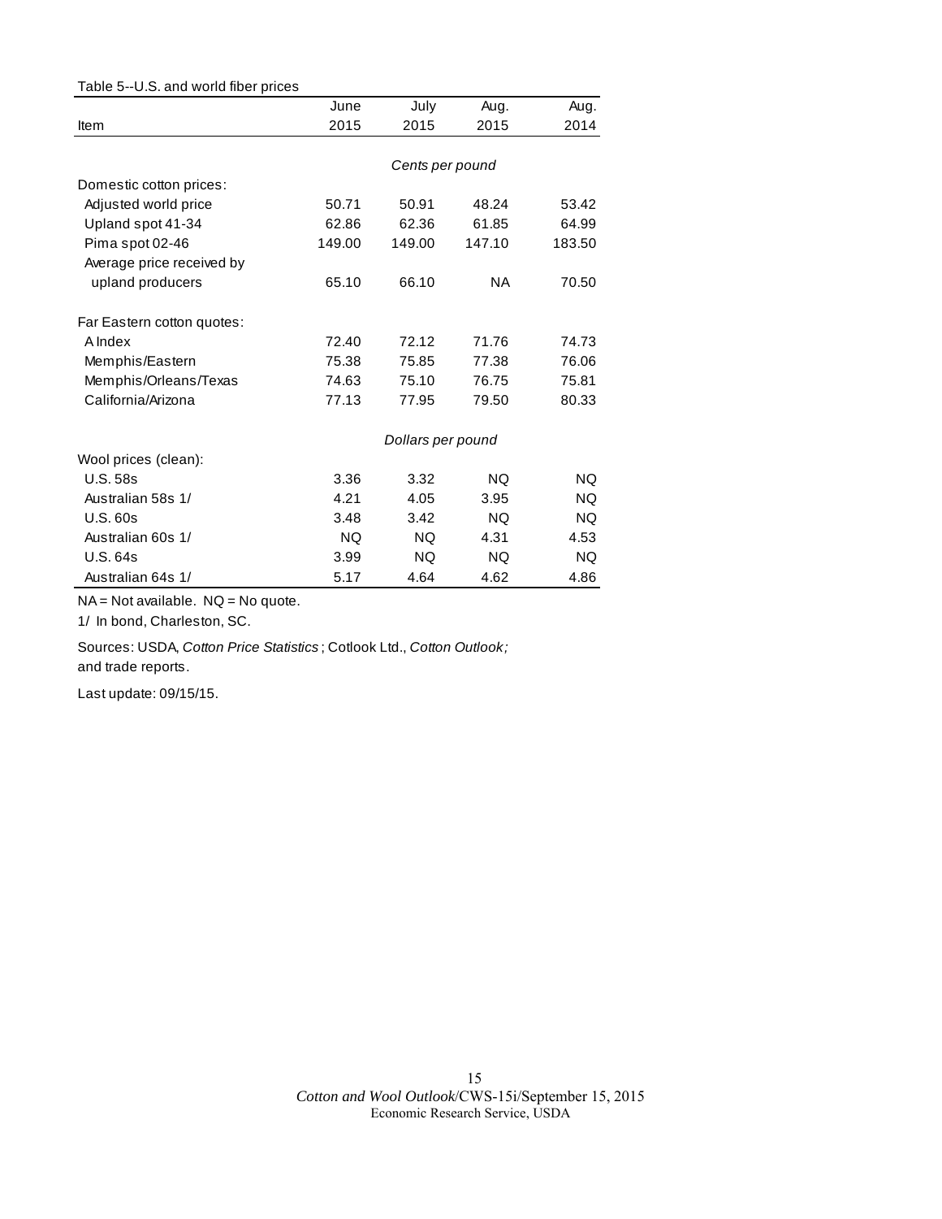Table 5--U.S. and world fiber prices

| Item | June 2015 | July 2015 | Aug. 2015 | Aug. 2014 |
|---|---|---|---|---|
| | *Cents per pound* | | | |
| Domestic cotton prices: | | | | |
| Adjusted world price | 50.71 | 50.91 | 48.24 | 53.42 |
| Upland spot 41-34 | 62.86 | 62.36 | 61.85 | 64.99 |
| Pima spot 02-46 | 149.00 | 149.00 | 147.10 | 183.50 |
| Average price received by upland producers | 65.10 | 66.10 | NA | 70.50 |
| Far Eastern cotton quotes: | | | | |
| A Index | 72.40 | 72.12 | 71.76 | 74.73 |
| Memphis/Eastern | 75.38 | 75.85 | 77.38 | 76.06 |
| Memphis/Orleans/Texas | 74.63 | 75.10 | 76.75 | 75.81 |
| California/Arizona | 77.13 | 77.95 | 79.50 | 80.33 |
| | *Dollars per pound* | | | |
| Wool prices (clean): | | | | |
| U.S. 58s | 3.36 | 3.32 | NQ | NQ |
| Australian 58s 1/ | 4.21 | 4.05 | 3.95 | NQ |
| U.S. 60s | 3.48 | 3.42 | NQ | NQ |
| Australian 60s 1/ | NQ | NQ | 4.31 | 4.53 |
| U.S. 64s | 3.99 | NQ | NQ | NQ |
| Australian 64s 1/ | 5.17 | 4.64 | 4.62 | 4.86 |

NA = Not available. NQ = No quote.

1/ In bond, Charleston, SC.

Sources: USDA, *Cotton Price Statistics*; Cotlook Ltd., *Cotton Outlook;* and trade reports.

Last update: 09/15/15.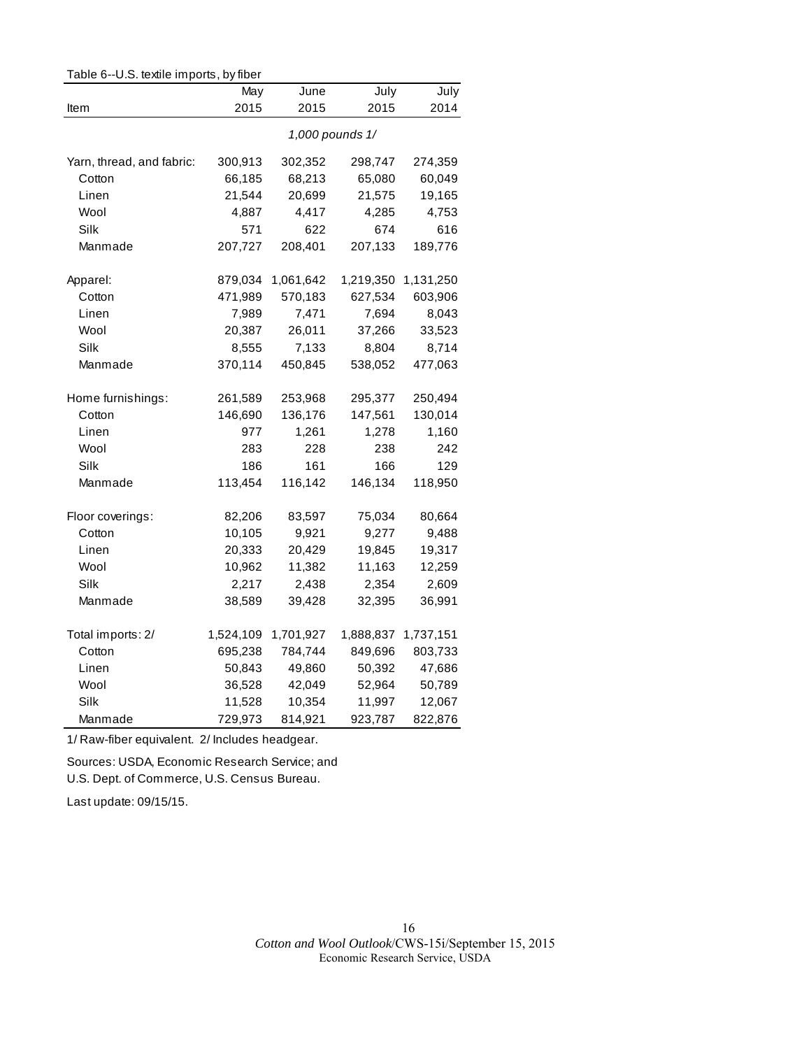Table 6--U.S. textile imports, by fiber

| Item | May 2015 | June 2015 | July 2015 | July 2014 |
|---|---|---|---|---|
| | *1,000 pounds 1/* | | | |
| Yarn, thread, and fabric: | 300,913 | 302,352 | 298,747 | 274,359 |
| Cotton | 66,185 | 68,213 | 65,080 | 60,049 |
| Linen | 21,544 | 20,699 | 21,575 | 19,165 |
| Wool | 4,887 | 4,417 | 4,285 | 4,753 |
| Silk | 571 | 622 | 674 | 616 |
| Manmade | 207,727 | 208,401 | 207,133 | 189,776 |
| Apparel: | 879,034 | 1,061,642 | 1,219,350 | 1,131,250 |
| Cotton | 471,989 | 570,183 | 627,534 | 603,906 |
| Linen | 7,989 | 7,471 | 7,694 | 8,043 |
| Wool | 20,387 | 26,011 | 37,266 | 33,523 |
| Silk | 8,555 | 7,133 | 8,804 | 8,714 |
| Manmade | 370,114 | 450,845 | 538,052 | 477,063 |
| Home furnishings: | 261,589 | 253,968 | 295,377 | 250,494 |
| Cotton | 146,690 | 136,176 | 147,561 | 130,014 |
| Linen | 977 | 1,261 | 1,278 | 1,160 |
| Wool | 283 | 228 | 238 | 242 |
| Silk | 186 | 161 | 166 | 129 |
| Manmade | 113,454 | 116,142 | 146,134 | 118,950 |
| Floor coverings: | 82,206 | 83,597 | 75,034 | 80,664 |
| Cotton | 10,105 | 9,921 | 9,277 | 9,488 |
| Linen | 20,333 | 20,429 | 19,845 | 19,317 |
| Wool | 10,962 | 11,382 | 11,163 | 12,259 |
| Silk | 2,217 | 2,438 | 2,354 | 2,609 |
| Manmade | 38,589 | 39,428 | 32,395 | 36,991 |
| Total imports: 2/ | 1,524,109 | 1,701,927 | 1,888,837 | 1,737,151 |
| Cotton | 695,238 | 784,744 | 849,696 | 803,733 |
| Linen | 50,843 | 49,860 | 50,392 | 47,686 |
| Wool | 36,528 | 42,049 | 52,964 | 50,789 |
| Silk | 11,528 | 10,354 | 11,997 | 12,067 |
| Manmade | 729,973 | 814,921 | 923,787 | 822,876 |

1/ Raw-fiber equivalent. 2/ Includes headgear.

Sources: USDA, Economic Research Service; and
U.S. Dept. of Commerce, U.S. Census Bureau.

Last update: 09/15/15.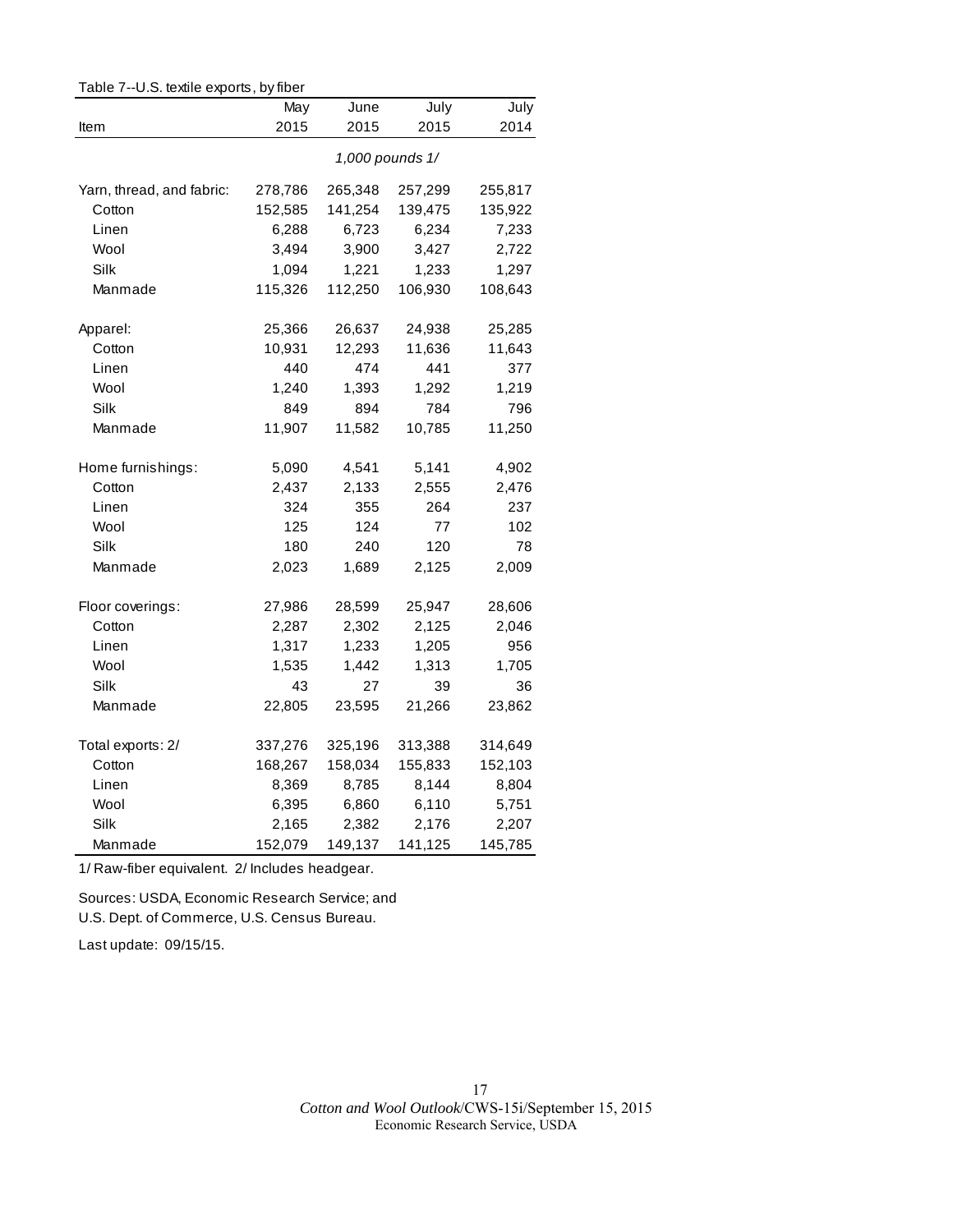Table 7--U.S. textile exports, by fiber

| Item | May 2015 | June 2015 | July 2015 | July 2014 |
|---|---|---|---|---|
| | 1,000 pounds 1/ | | | |
| Yarn, thread, and fabric: | 278,786 | 265,348 | 257,299 | 255,817 |
| Cotton | 152,585 | 141,254 | 139,475 | 135,922 |
| Linen | 6,288 | 6,723 | 6,234 | 7,233 |
| Wool | 3,494 | 3,900 | 3,427 | 2,722 |
| Silk | 1,094 | 1,221 | 1,233 | 1,297 |
| Manmade | 115,326 | 112,250 | 106,930 | 108,643 |
| Apparel: | 25,366 | 26,637 | 24,938 | 25,285 |
| Cotton | 10,931 | 12,293 | 11,636 | 11,643 |
| Linen | 440 | 474 | 441 | 377 |
| Wool | 1,240 | 1,393 | 1,292 | 1,219 |
| Silk | 849 | 894 | 784 | 796 |
| Manmade | 11,907 | 11,582 | 10,785 | 11,250 |
| Home furnishings: | 5,090 | 4,541 | 5,141 | 4,902 |
| Cotton | 2,437 | 2,133 | 2,555 | 2,476 |
| Linen | 324 | 355 | 264 | 237 |
| Wool | 125 | 124 | 77 | 102 |
| Silk | 180 | 240 | 120 | 78 |
| Manmade | 2,023 | 1,689 | 2,125 | 2,009 |
| Floor coverings: | 27,986 | 28,599 | 25,947 | 28,606 |
| Cotton | 2,287 | 2,302 | 2,125 | 2,046 |
| Linen | 1,317 | 1,233 | 1,205 | 956 |
| Wool | 1,535 | 1,442 | 1,313 | 1,705 |
| Silk | 43 | 27 | 39 | 36 |
| Manmade | 22,805 | 23,595 | 21,266 | 23,862 |
| Total exports: 2/ | 337,276 | 325,196 | 313,388 | 314,649 |
| Cotton | 168,267 | 158,034 | 155,833 | 152,103 |
| Linen | 8,369 | 8,785 | 8,144 | 8,804 |
| Wool | 6,395 | 6,860 | 6,110 | 5,751 |
| Silk | 2,165 | 2,382 | 2,176 | 2,207 |
| Manmade | 152,079 | 149,137 | 141,125 | 145,785 |

1/ Raw-fiber equivalent. 2/ Includes headgear.

Sources: USDA, Economic Research Service; and
U.S. Dept. of Commerce, U.S. Census Bureau.

Last update: 09/15/15.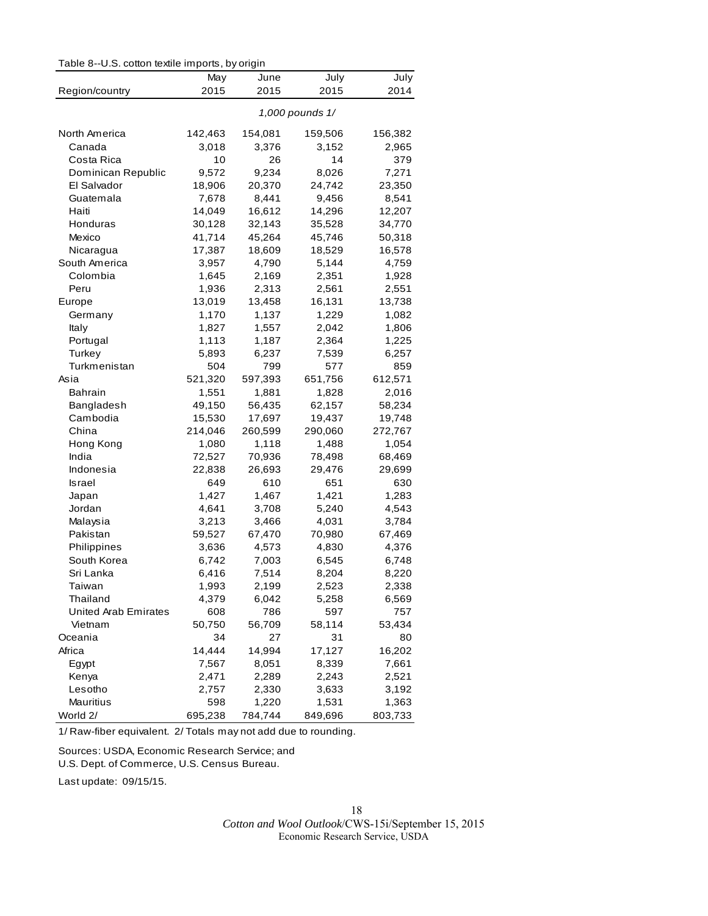Table 8--U.S. cotton textile imports, by origin

| Region/country | May 2015 | June 2015 | July 2015 | July 2014 |
|---|---|---|---|---|
| | | *1,000 pounds 1/* | | |
| North America | 142,463 | 154,081 | 159,506 | 156,382 |
| Canada | 3,018 | 3,376 | 3,152 | 2,965 |
| Costa Rica | 10 | 26 | 14 | 379 |
| Dominican Republic | 9,572 | 9,234 | 8,026 | 7,271 |
| El Salvador | 18,906 | 20,370 | 24,742 | 23,350 |
| Guatemala | 7,678 | 8,441 | 9,456 | 8,541 |
| Haiti | 14,049 | 16,612 | 14,296 | 12,207 |
| Honduras | 30,128 | 32,143 | 35,528 | 34,770 |
| Mexico | 41,714 | 45,264 | 45,746 | 50,318 |
| Nicaragua | 17,387 | 18,609 | 18,529 | 16,578 |
| South America | 3,957 | 4,790 | 5,144 | 4,759 |
| Colombia | 1,645 | 2,169 | 2,351 | 1,928 |
| Peru | 1,936 | 2,313 | 2,561 | 2,551 |
| Europe | 13,019 | 13,458 | 16,131 | 13,738 |
| Germany | 1,170 | 1,137 | 1,229 | 1,082 |
| Italy | 1,827 | 1,557 | 2,042 | 1,806 |
| Portugal | 1,113 | 1,187 | 2,364 | 1,225 |
| Turkey | 5,893 | 6,237 | 7,539 | 6,257 |
| Turkmenistan | 504 | 799 | 577 | 859 |
| Asia | 521,320 | 597,393 | 651,756 | 612,571 |
| Bahrain | 1,551 | 1,881 | 1,828 | 2,016 |
| Bangladesh | 49,150 | 56,435 | 62,157 | 58,234 |
| Cambodia | 15,530 | 17,697 | 19,437 | 19,748 |
| China | 214,046 | 260,599 | 290,060 | 272,767 |
| Hong Kong | 1,080 | 1,118 | 1,488 | 1,054 |
| India | 72,527 | 70,936 | 78,498 | 68,469 |
| Indonesia | 22,838 | 26,693 | 29,476 | 29,699 |
| Israel | 649 | 610 | 651 | 630 |
| Japan | 1,427 | 1,467 | 1,421 | 1,283 |
| Jordan | 4,641 | 3,708 | 5,240 | 4,543 |
| Malaysia | 3,213 | 3,466 | 4,031 | 3,784 |
| Pakistan | 59,527 | 67,470 | 70,980 | 67,469 |
| Philippines | 3,636 | 4,573 | 4,830 | 4,376 |
| South Korea | 6,742 | 7,003 | 6,545 | 6,748 |
| Sri Lanka | 6,416 | 7,514 | 8,204 | 8,220 |
| Taiwan | 1,993 | 2,199 | 2,523 | 2,338 |
| Thailand | 4,379 | 6,042 | 5,258 | 6,569 |
| United Arab Emirates | 608 | 786 | 597 | 757 |
| Vietnam | 50,750 | 56,709 | 58,114 | 53,434 |
| Oceania | 34 | 27 | 31 | 80 |
| Africa | 14,444 | 14,994 | 17,127 | 16,202 |
| Egypt | 7,567 | 8,051 | 8,339 | 7,661 |
| Kenya | 2,471 | 2,289 | 2,243 | 2,521 |
| Lesotho | 2,757 | 2,330 | 3,633 | 3,192 |
| Mauritius | 598 | 1,220 | 1,531 | 1,363 |
| World 2/ | 695,238 | 784,744 | 849,696 | 803,733 |

1/ Raw-fiber equivalent. 2/ Totals may not add due to rounding.

Sources: USDA, Economic Research Service; and U.S. Dept. of Commerce, U.S. Census Bureau.

Last update: 09/15/15.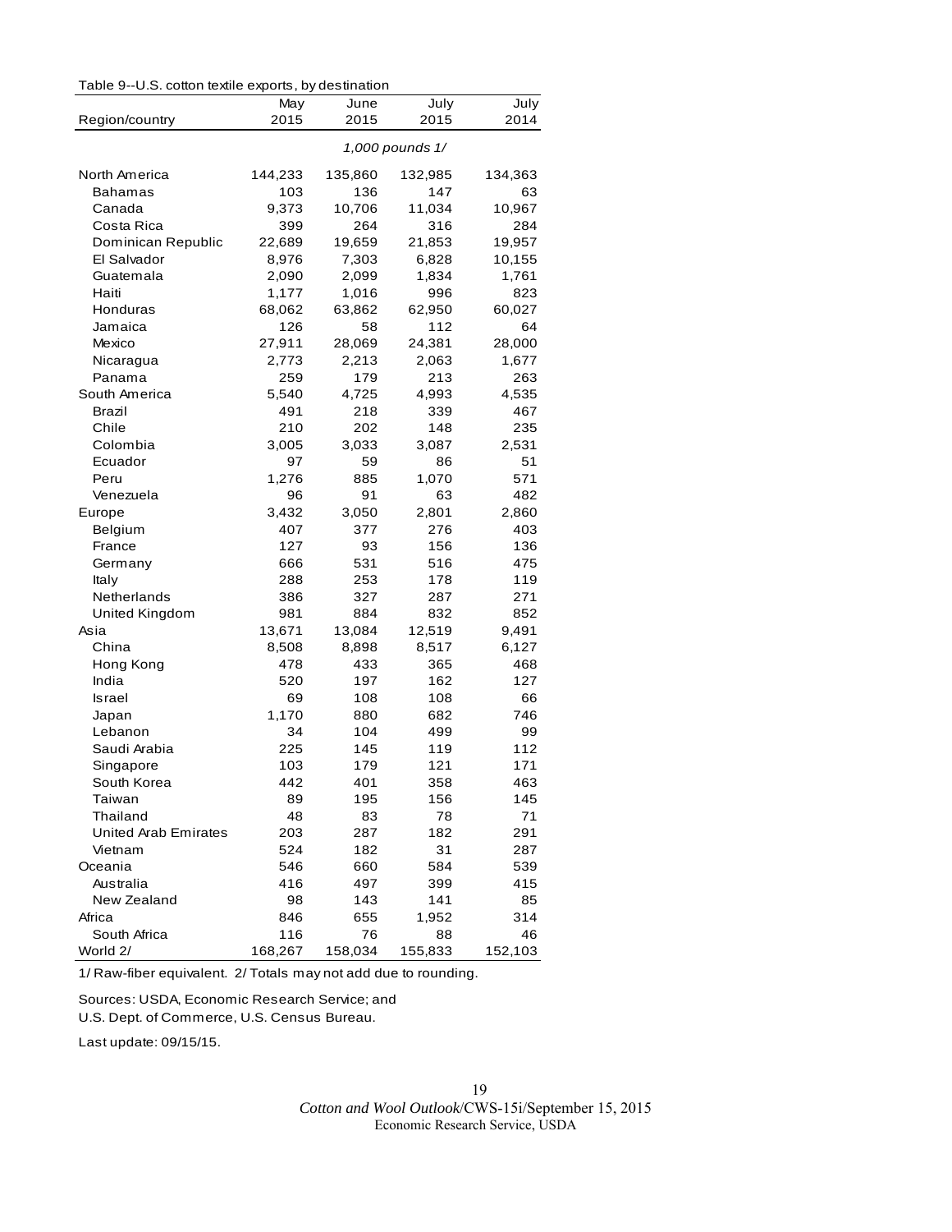Table 9--U.S. cotton textile exports, by destination

| Region/country | May 2015 | June 2015 | July 2015 | July 2014 |
|---|---|---|---|---|
| | 1,000 pounds 1/ | | | |
| North America | 144,233 | 135,860 | 132,985 | 134,363 |
| Bahamas | 103 | 136 | 147 | 63 |
| Canada | 9,373 | 10,706 | 11,034 | 10,967 |
| Costa Rica | 399 | 264 | 316 | 284 |
| Dominican Republic | 22,689 | 19,659 | 21,853 | 19,957 |
| El Salvador | 8,976 | 7,303 | 6,828 | 10,155 |
| Guatemala | 2,090 | 2,099 | 1,834 | 1,761 |
| Haiti | 1,177 | 1,016 | 996 | 823 |
| Honduras | 68,062 | 63,862 | 62,950 | 60,027 |
| Jamaica | 126 | 58 | 112 | 64 |
| Mexico | 27,911 | 28,069 | 24,381 | 28,000 |
| Nicaragua | 2,773 | 2,213 | 2,063 | 1,677 |
| Panama | 259 | 179 | 213 | 263 |
| South America | 5,540 | 4,725 | 4,993 | 4,535 |
| Brazil | 491 | 218 | 339 | 467 |
| Chile | 210 | 202 | 148 | 235 |
| Colombia | 3,005 | 3,033 | 3,087 | 2,531 |
| Ecuador | 97 | 59 | 86 | 51 |
| Peru | 1,276 | 885 | 1,070 | 571 |
| Venezuela | 96 | 91 | 63 | 482 |
| Europe | 3,432 | 3,050 | 2,801 | 2,860 |
| Belgium | 407 | 377 | 276 | 403 |
| France | 127 | 93 | 156 | 136 |
| Germany | 666 | 531 | 516 | 475 |
| Italy | 288 | 253 | 178 | 119 |
| Netherlands | 386 | 327 | 287 | 271 |
| United Kingdom | 981 | 884 | 832 | 852 |
| Asia | 13,671 | 13,084 | 12,519 | 9,491 |
| China | 8,508 | 8,898 | 8,517 | 6,127 |
| Hong Kong | 478 | 433 | 365 | 468 |
| India | 520 | 197 | 162 | 127 |
| Israel | 69 | 108 | 108 | 66 |
| Japan | 1,170 | 880 | 682 | 746 |
| Lebanon | 34 | 104 | 499 | 99 |
| Saudi Arabia | 225 | 145 | 119 | 112 |
| Singapore | 103 | 179 | 121 | 171 |
| South Korea | 442 | 401 | 358 | 463 |
| Taiwan | 89 | 195 | 156 | 145 |
| Thailand | 48 | 83 | 78 | 71 |
| United Arab Emirates | 203 | 287 | 182 | 291 |
| Vietnam | 524 | 182 | 31 | 287 |
| Oceania | 546 | 660 | 584 | 539 |
| Australia | 416 | 497 | 399 | 415 |
| New Zealand | 98 | 143 | 141 | 85 |
| Africa | 846 | 655 | 1,952 | 314 |
| South Africa | 116 | 76 | 88 | 46 |
| World 2/ | 168,267 | 158,034 | 155,833 | 152,103 |

1/ Raw-fiber equivalent. 2/ Totals may not add due to rounding.

Sources: USDA, Economic Research Service; and U.S. Dept. of Commerce, U.S. Census Bureau.

Last update: 09/15/15.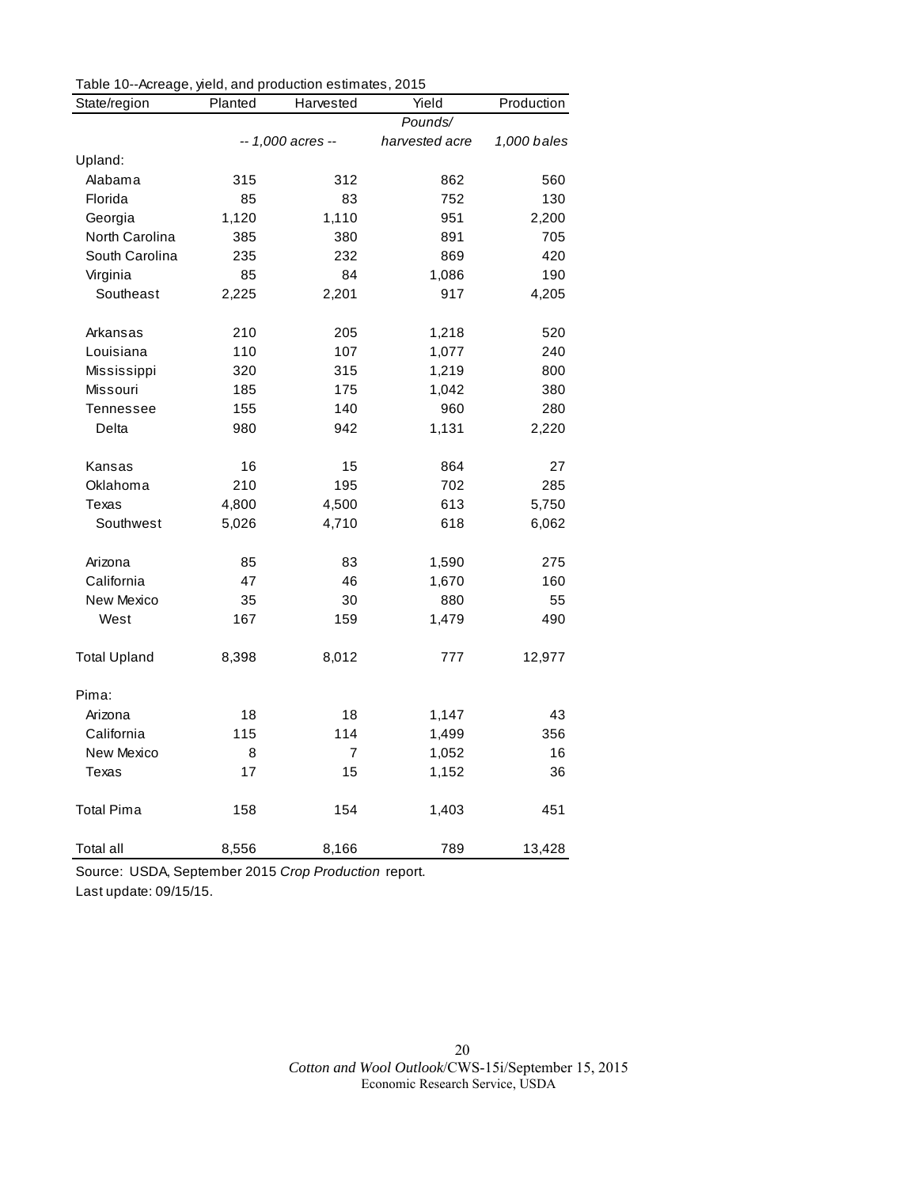Table 10--Acreage, yield, and production estimates, 2015

| State/region | Planted | Harvested | Yield | Production |
|---|---|---|---|---|
| | | | *Pounds/* | |
| | *-- 1,000 acres --* | | *harvested acre* | *1,000 bales* |
| Upland: | | | | |
| Alabama | 315 | 312 | 862 | 560 |
| Florida | 85 | 83 | 752 | 130 |
| Georgia | 1,120 | 1,110 | 951 | 2,200 |
| North Carolina | 385 | 380 | 891 | 705 |
| South Carolina | 235 | 232 | 869 | 420 |
| Virginia | 85 | 84 | 1,086 | 190 |
| Southeast | 2,225 | 2,201 | 917 | 4,205 |
| | | | | |
| Arkansas | 210 | 205 | 1,218 | 520 |
| Louisiana | 110 | 107 | 1,077 | 240 |
| Mississippi | 320 | 315 | 1,219 | 800 |
| Missouri | 185 | 175 | 1,042 | 380 |
| Tennessee | 155 | 140 | 960 | 280 |
| Delta | 980 | 942 | 1,131 | 2,220 |
| | | | | |
| Kansas | 16 | 15 | 864 | 27 |
| Oklahoma | 210 | 195 | 702 | 285 |
| Texas | 4,800 | 4,500 | 613 | 5,750 |
| Southwest | 5,026 | 4,710 | 618 | 6,062 |
| | | | | |
| Arizona | 85 | 83 | 1,590 | 275 |
| California | 47 | 46 | 1,670 | 160 |
| New Mexico | 35 | 30 | 880 | 55 |
| West | 167 | 159 | 1,479 | 490 |
| | | | | |
| Total Upland | 8,398 | 8,012 | 777 | 12,977 |
| | | | | |
| Pima: | | | | |
| Arizona | 18 | 18 | 1,147 | 43 |
| California | 115 | 114 | 1,499 | 356 |
| New Mexico | 8 | 7 | 1,052 | 16 |
| Texas | 17 | 15 | 1,152 | 36 |
| | | | | |
| Total Pima | 158 | 154 | 1,403 | 451 |
| | | | | |
| Total all | 8,556 | 8,166 | 789 | 13,428 |

Source: USDA, September 2015 *Crop Production* report.

Last update: 09/15/15.